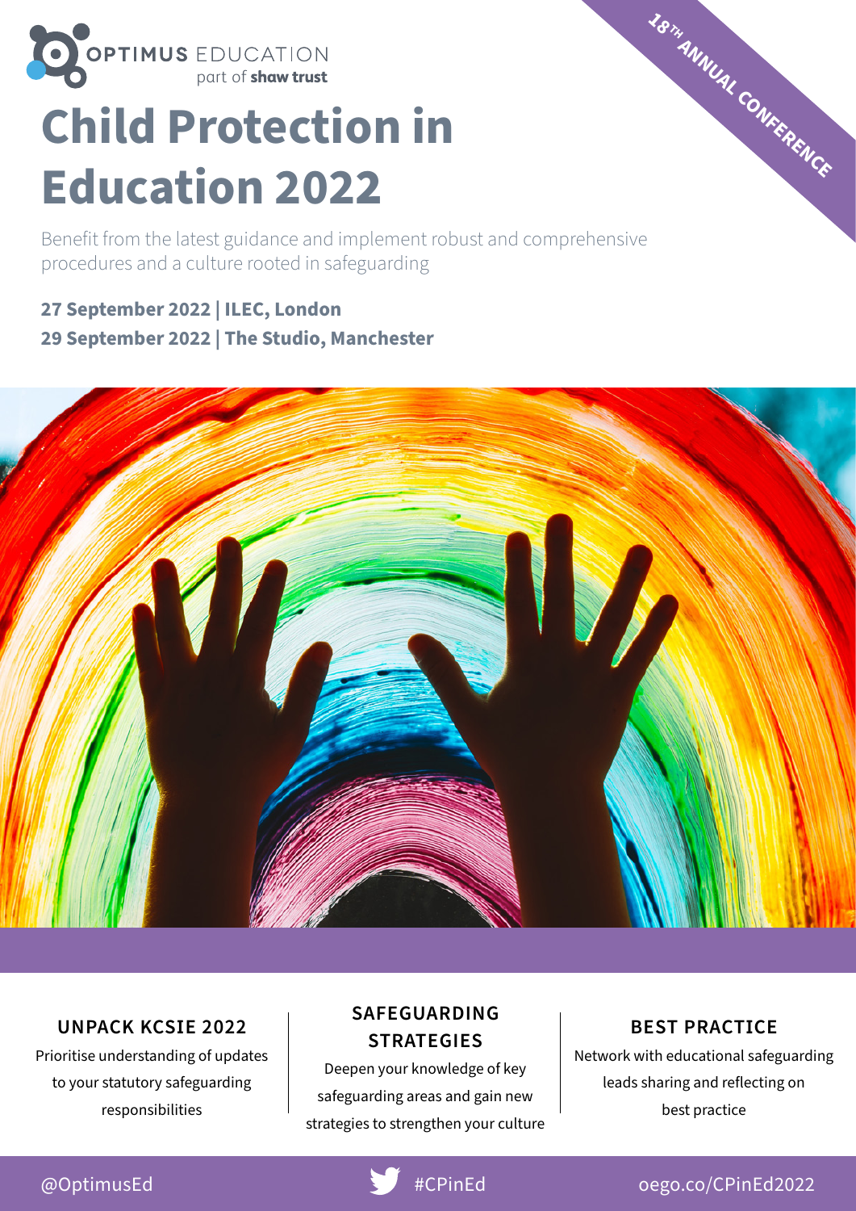OPTIMUS EDUCATION
part of **shaw trust**

18TH ANNUAL CONFERENCE

# Child Protection in Education 2022

Benefit from the latest guidance and implement robust and comprehensive procedures and a culture rooted in safeguarding

**27 September 2022 | ILEC, London**
**29 September 2022 | The Studio, Manchester**

### UNPACK KCSIE 2022

Prioritise understanding of updates to your statutory safeguarding responsibilities

### SAFEGUARDING STRATEGIES

Deepen your knowledge of key safeguarding areas and gain new strategies to strengthen your culture

### BEST PRACTICE

Network with educational safeguarding leads sharing and reflecting on best practice

@OptimusEd | #CPinEd | oego.co/CPinEd2022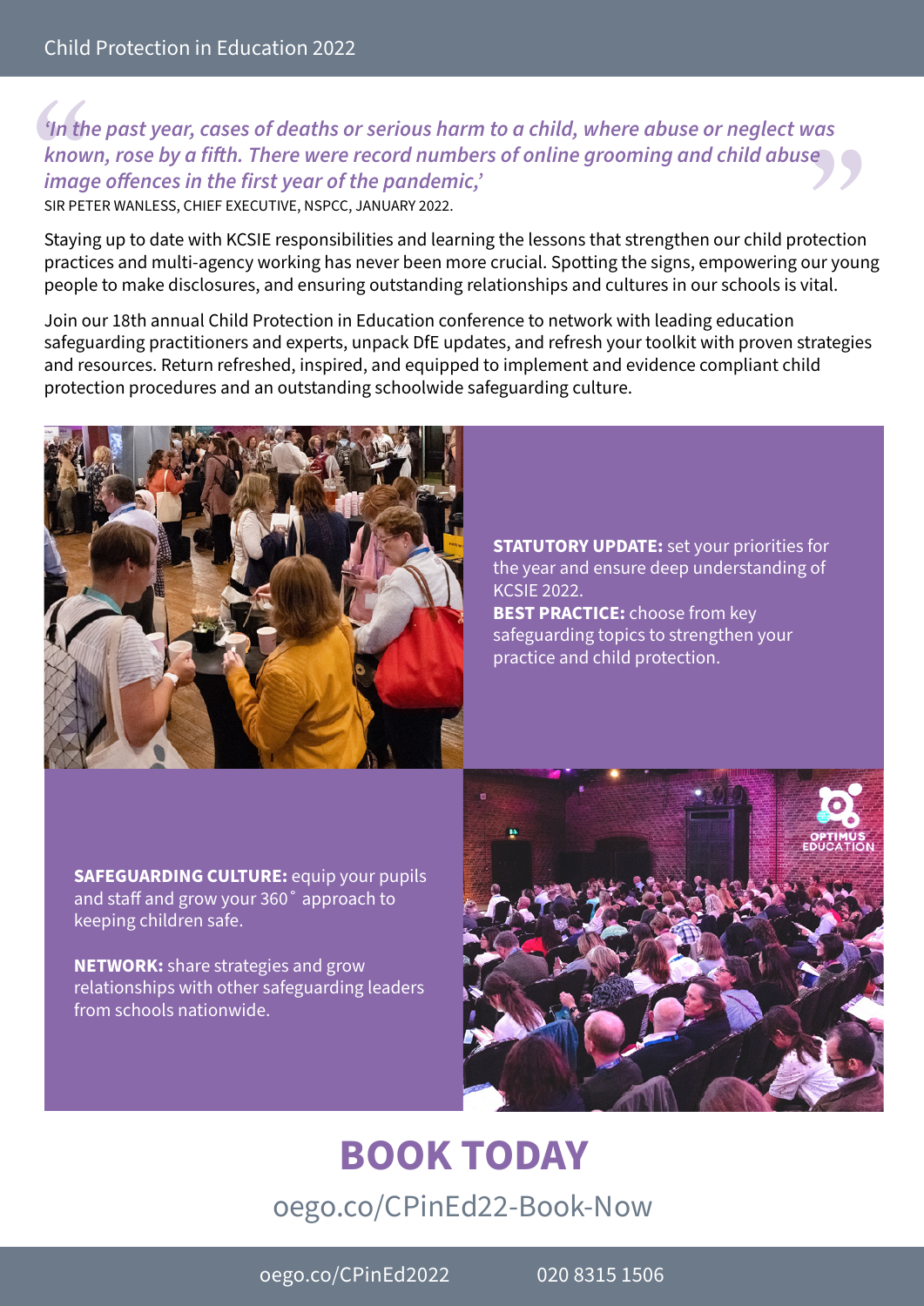> *'In the past year, cases of deaths or serious harm to a child, where abuse or neglect was known, rose by a fifth. There were record numbers of online grooming and child abuse image offences in the first year of the pandemic,'*
>
> SIR PETER WANLESS, CHIEF EXECUTIVE, NSPCC, JANUARY 2022.

Staying up to date with KCSIE responsibilities and learning the lessons that strengthen our child protection practices and multi-agency working has never been more crucial. Spotting the signs, empowering our young people to make disclosures, and ensuring outstanding relationships and cultures in our schools is vital.

Join our 18th annual Child Protection in Education conference to network with leading education safeguarding practitioners and experts, unpack DfE updates, and refresh your toolkit with proven strategies and resources. Return refreshed, inspired, and equipped to implement and evidence compliant child protection procedures and an outstanding schoolwide safeguarding culture.

**STATUTORY UPDATE:** set your priorities for the year and ensure deep understanding of KCSIE 2022.

**BEST PRACTICE:** choose from key safeguarding topics to strengthen your practice and child protection.

**SAFEGUARDING CULTURE:** equip your pupils and staff and grow your 360˚ approach to keeping children safe.

**NETWORK:** share strategies and grow relationships with other safeguarding leaders from schools nationwide.

# BOOK TODAY

oego.co/CPinEd22-Book-Now

oego.co/CPinEd2022 020 8315 1506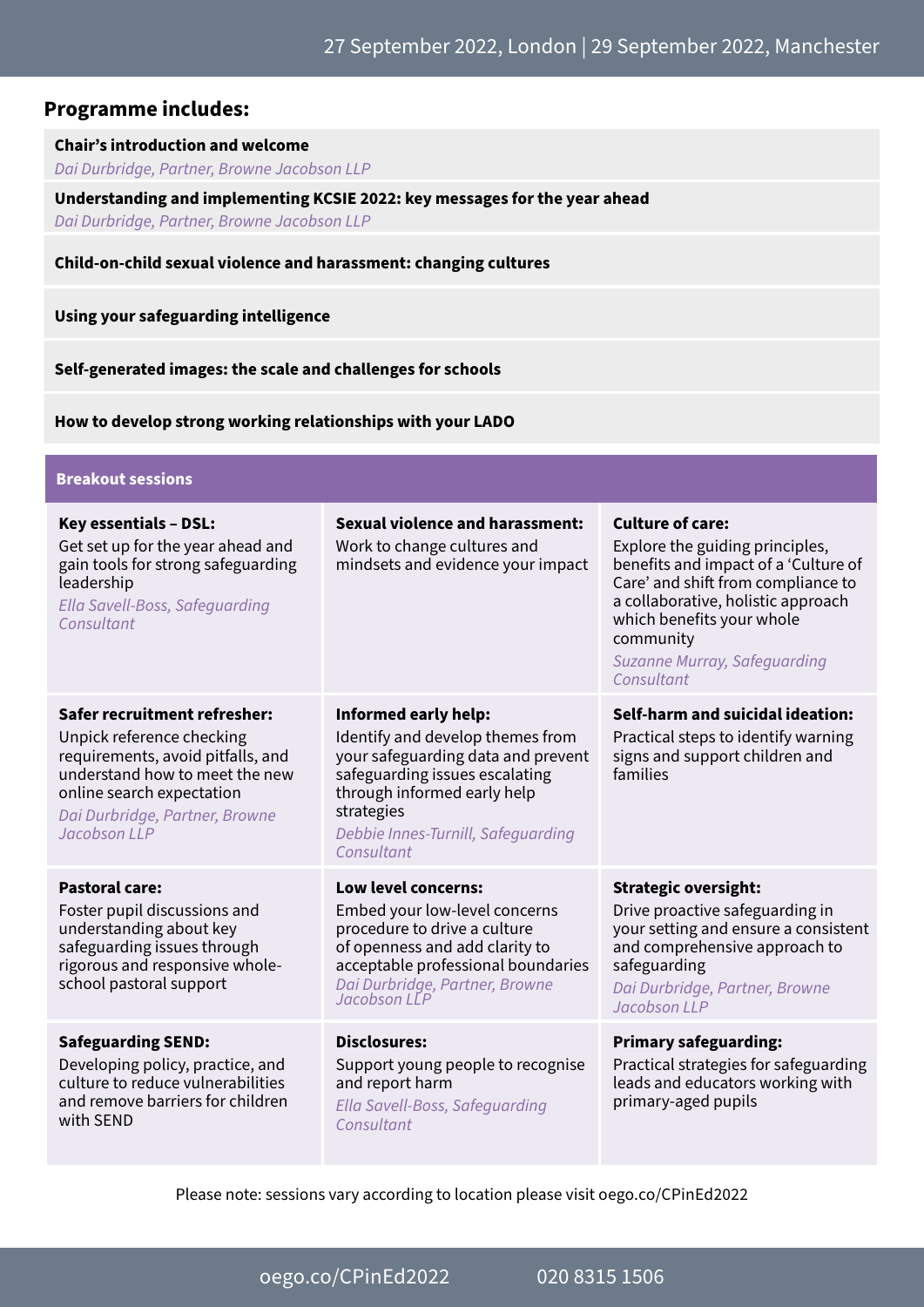27 September 2022, London | 29 September 2022, Manchester

## Programme includes:

**Chair's introduction and welcome**
*Dai Durbridge, Partner, Browne Jacobson LLP*

**Understanding and implementing KCSIE 2022: key messages for the year ahead**
*Dai Durbridge, Partner, Browne Jacobson LLP*

**Child-on-child sexual violence and harassment: changing cultures**

**Using your safeguarding intelligence**

**Self-generated images: the scale and challenges for schools**

**How to develop strong working relationships with your LADO**

### Breakout sessions

**Key essentials – DSL:**
Get set up for the year ahead and gain tools for strong safeguarding leadership
*Ella Savell-Boss, Safeguarding Consultant*

**Sexual violence and harassment:**
Work to change cultures and mindsets and evidence your impact

**Culture of care:**
Explore the guiding principles, benefits and impact of a 'Culture of Care' and shift from compliance to a collaborative, holistic approach which benefits your whole community
*Suzanne Murray, Safeguarding Consultant*

**Safer recruitment refresher:**
Unpick reference checking requirements, avoid pitfalls, and understand how to meet the new online search expectation
*Dai Durbridge, Partner, Browne Jacobson LLP*

**Informed early help:**
Identify and develop themes from your safeguarding data and prevent safeguarding issues escalating through informed early help strategies
*Debbie Innes-Turnill, Safeguarding Consultant*

**Self-harm and suicidal ideation:**
Practical steps to identify warning signs and support children and families

**Pastoral care:**
Foster pupil discussions and understanding about key safeguarding issues through rigorous and responsive whole-school pastoral support

**Low level concerns:**
Embed your low-level concerns procedure to drive a culture of openness and add clarity to acceptable professional boundaries
*Dai Durbridge, Partner, Browne Jacobson LLP*

**Strategic oversight:**
Drive proactive safeguarding in your setting and ensure a consistent and comprehensive approach to safeguarding
*Dai Durbridge, Partner, Browne Jacobson LLP*

**Safeguarding SEND:**
Developing policy, practice, and culture to reduce vulnerabilities and remove barriers for children with SEND

**Disclosures:**
Support young people to recognise and report harm
*Ella Savell-Boss, Safeguarding Consultant*

**Primary safeguarding:**
Practical strategies for safeguarding leads and educators working with primary-aged pupils

Please note: sessions vary according to location please visit oego.co/CPinEd2022

oego.co/CPinEd2022 020 8315 1506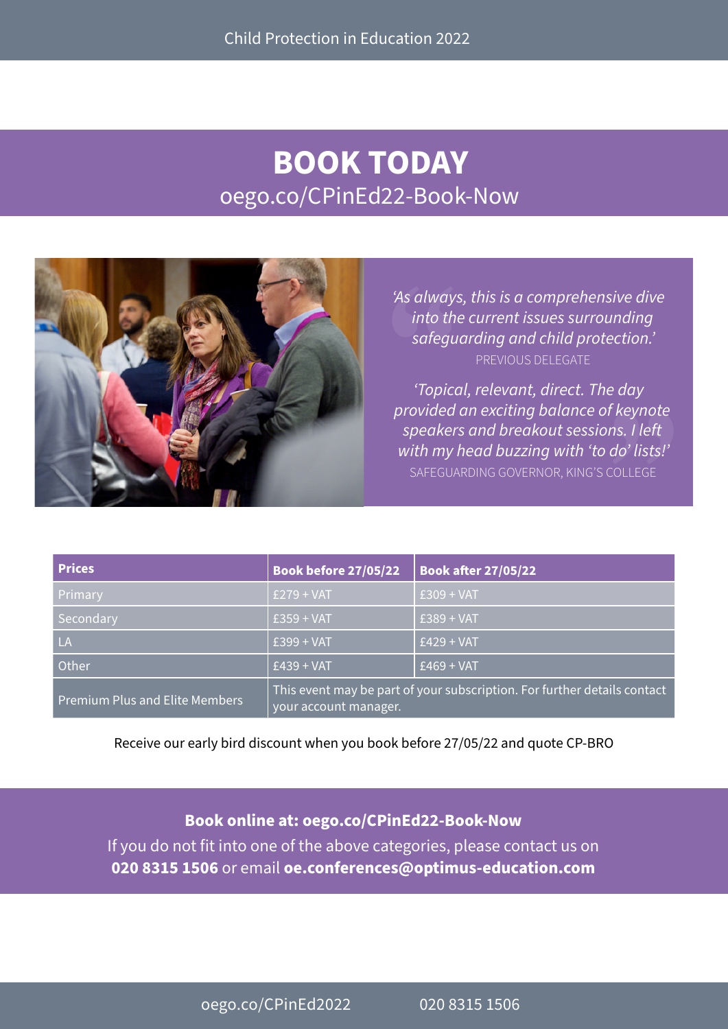# BOOK TODAY

oego.co/CPinEd22-Book-Now

*'As always, this is a comprehensive dive into the current issues surrounding safeguarding and child protection.'*

PREVIOUS DELEGATE

*'Topical, relevant, direct. The day provided an exciting balance of keynote speakers and breakout sessions. I left with my head buzzing with 'to do' lists!'*

SAFEGUARDING GOVERNOR, KING'S COLLEGE

| Prices | Book before 27/05/22 | Book after 27/05/22 |
| --- | --- | --- |
| Primary | £279 + VAT | £309 + VAT |
| Secondary | £359 + VAT | £389 + VAT |
| LA | £399 + VAT | £429 + VAT |
| Other | £439 + VAT | £469 + VAT |
| Premium Plus and Elite Members | This event may be part of your subscription. For further details contact your account manager. | |

Receive our early bird discount when you book before 27/05/22 and quote CP-BRO

**Book online at: oego.co/CPinEd22-Book-Now**

If you do not fit into one of the above categories, please contact us on **020 8315 1506** or email **oe.conferences@optimus-education.com**

oego.co/CPinEd2022 020 8315 1506